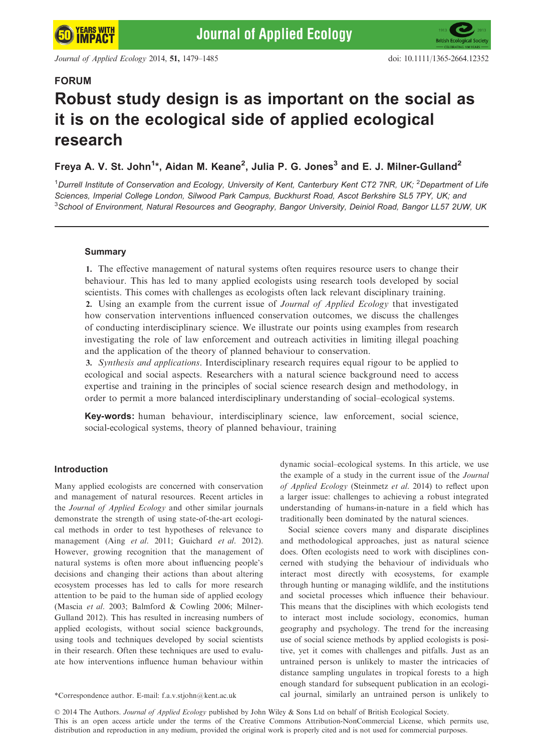## FORUM

# Robust study design is as important on the social as it is on the ecological side of applied ecological research

**Freya A. V. St. John[1]*, Aidan M. Keane[2], Julia P. G. Jones[3] and E. J. Milner-Gulland[2]**

[1]*Durrell Institute of Conservation and Ecology, University of Kent, Canterbury Kent CT2 7NR, UK;* [2]*Department of Life Sciences, Imperial College London, Silwood Park Campus, Buckhurst Road, Ascot Berkshire SL5 7PY, UK; and* [3]*School of Environment, Natural Resources and Geography, Bangor University, Deiniol Road, Bangor LL57 2UW, UK*

---

### Summary

**1.** The effective management of natural systems often requires resource users to change their behaviour. This has led to many applied ecologists using research tools developed by social scientists. This comes with challenges as ecologists often lack relevant disciplinary training.

**2.** Using an example from the current issue of *Journal of Applied Ecology* that investigated how conservation interventions influenced conservation outcomes, we discuss the challenges of conducting interdisciplinary science. We illustrate our points using examples from research investigating the role of law enforcement and outreach activities in limiting illegal poaching and the application of the theory of planned behaviour to conservation.

**3.** *Synthesis and applications*. Interdisciplinary research requires equal rigour to be applied to ecological and social aspects. Researchers with a natural science background need to access expertise and training in the principles of social science research design and methodology, in order to permit a more balanced interdisciplinary understanding of social–ecological systems.

**Key-words:** human behaviour, interdisciplinary science, law enforcement, social science, social-ecological systems, theory of planned behaviour, training

## Introduction

Many applied ecologists are concerned with conservation and management of natural resources. Recent articles in the *Journal of Applied Ecology* and other similar journals demonstrate the strength of using state-of-the-art ecological methods in order to test hypotheses of relevance to management (Aing *et al*. 2011; Guichard *et al*. 2012). However, growing recognition that the management of natural systems is often more about influencing people's decisions and changing their actions than about altering ecosystem processes has led to calls for more research attention to be paid to the human side of applied ecology (Mascia *et al*. 2003; Balmford & Cowling 2006; Milner-Gulland 2012). This has resulted in increasing numbers of applied ecologists, without social science backgrounds, using tools and techniques developed by social scientists in their research. Often these techniques are used to evaluate how interventions influence human behaviour within dynamic social–ecological systems. In this article, we use the example of a study in the current issue of the *Journal of Applied Ecology* (Steinmetz *et al*. 2014) to reflect upon a larger issue: challenges to achieving a robust integrated understanding of humans-in-nature in a field which has traditionally been dominated by the natural sciences.

Social science covers many and disparate disciplines and methodological approaches, just as natural science does. Often ecologists need to work with disciplines concerned with studying the behaviour of individuals who interact most directly with ecosystems, for example through hunting or managing wildlife, and the institutions and societal processes which influence their behaviour. This means that the disciplines with which ecologists tend to interact most include sociology, economics, human geography and psychology. The trend for the increasing use of social science methods by applied ecologists is positive, yet it comes with challenges and pitfalls. Just as an untrained person is unlikely to master the intricacies of distance sampling ungulates in tropical forests to a high enough standard for subsequent publication in an ecological journal, similarly an untrained person is unlikely to

*Correspondence author. E-mail: f.a.v.stjohn@kent.ac.uk

© 2014 The Authors. *Journal of Applied Ecology* published by John Wiley & Sons Ltd on behalf of British Ecological Society.
This is an open access article under the terms of the Creative Commons Attribution-NonCommercial License, which permits use, distribution and reproduction in any medium, provided the original work is properly cited and is not used for commercial purposes.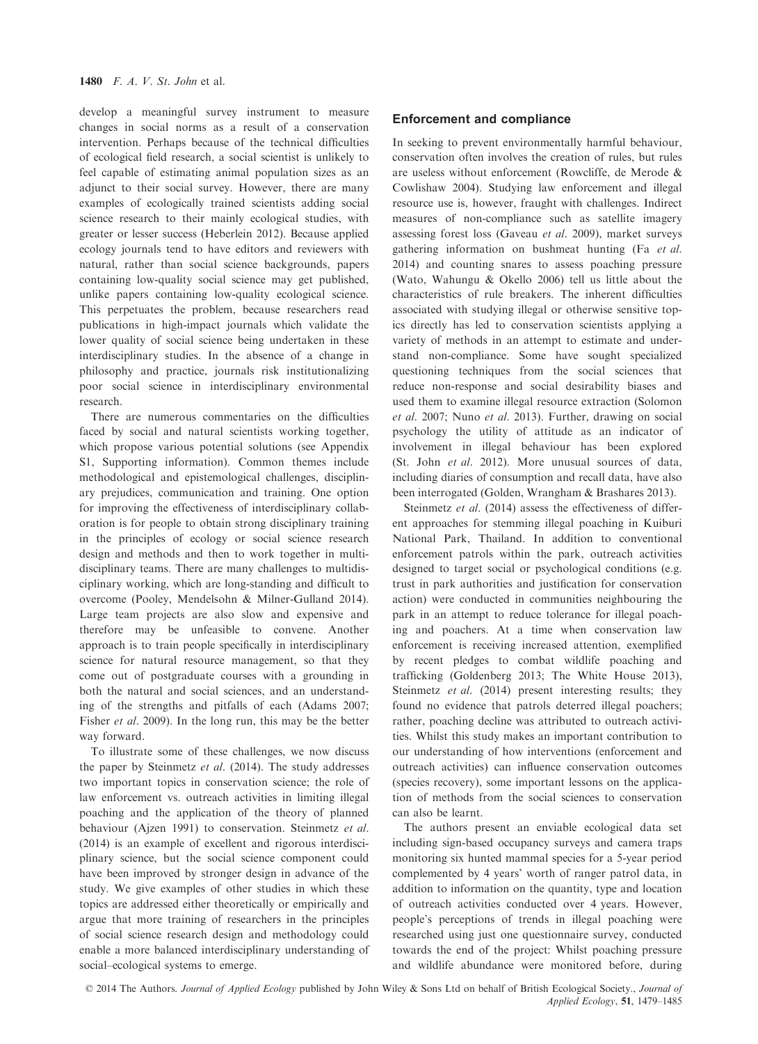develop a meaningful survey instrument to measure changes in social norms as a result of a conservation intervention. Perhaps because of the technical difficulties of ecological field research, a social scientist is unlikely to feel capable of estimating animal population sizes as an adjunct to their social survey. However, there are many examples of ecologically trained scientists adding social science research to their mainly ecological studies, with greater or lesser success (Heberlein 2012). Because applied ecology journals tend to have editors and reviewers with natural, rather than social science backgrounds, papers containing low-quality social science may get published, unlike papers containing low-quality ecological science. This perpetuates the problem, because researchers read publications in high-impact journals which validate the lower quality of social science being undertaken in these interdisciplinary studies. In the absence of a change in philosophy and practice, journals risk institutionalizing poor social science in interdisciplinary environmental research.

There are numerous commentaries on the difficulties faced by social and natural scientists working together, which propose various potential solutions (see Appendix S1, Supporting information). Common themes include methodological and epistemological challenges, disciplinary prejudices, communication and training. One option for improving the effectiveness of interdisciplinary collaboration is for people to obtain strong disciplinary training in the principles of ecology or social science research design and methods and then to work together in multidisciplinary teams. There are many challenges to multidisciplinary working, which are long-standing and difficult to overcome (Pooley, Mendelsohn & Milner-Gulland 2014). Large team projects are also slow and expensive and therefore may be unfeasible to convene. Another approach is to train people specifically in interdisciplinary science for natural resource management, so that they come out of postgraduate courses with a grounding in both the natural and social sciences, and an understanding of the strengths and pitfalls of each (Adams 2007; Fisher *et al*. 2009). In the long run, this may be the better way forward.

To illustrate some of these challenges, we now discuss the paper by Steinmetz *et al*. (2014). The study addresses two important topics in conservation science; the role of law enforcement vs. outreach activities in limiting illegal poaching and the application of the theory of planned behaviour (Ajzen 1991) to conservation. Steinmetz *et al*. (2014) is an example of excellent and rigorous interdisciplinary science, but the social science component could have been improved by stronger design in advance of the study. We give examples of other studies in which these topics are addressed either theoretically or empirically and argue that more training of researchers in the principles of social science research design and methodology could enable a more balanced interdisciplinary understanding of social–ecological systems to emerge.

## Enforcement and compliance

In seeking to prevent environmentally harmful behaviour, conservation often involves the creation of rules, but rules are useless without enforcement (Rowcliffe, de Merode & Cowlishaw 2004). Studying law enforcement and illegal resource use is, however, fraught with challenges. Indirect measures of non-compliance such as satellite imagery assessing forest loss (Gaveau *et al*. 2009), market surveys gathering information on bushmeat hunting (Fa *et al*. 2014) and counting snares to assess poaching pressure (Wato, Wahungu & Okello 2006) tell us little about the characteristics of rule breakers. The inherent difficulties associated with studying illegal or otherwise sensitive topics directly has led to conservation scientists applying a variety of methods in an attempt to estimate and understand non-compliance. Some have sought specialized questioning techniques from the social sciences that reduce non-response and social desirability biases and used them to examine illegal resource extraction (Solomon *et al*. 2007; Nuno *et al*. 2013). Further, drawing on social psychology the utility of attitude as an indicator of involvement in illegal behaviour has been explored (St. John *et al*. 2012). More unusual sources of data, including diaries of consumption and recall data, have also been interrogated (Golden, Wrangham & Brashares 2013).

Steinmetz *et al*. (2014) assess the effectiveness of different approaches for stemming illegal poaching in Kuiburi National Park, Thailand. In addition to conventional enforcement patrols within the park, outreach activities designed to target social or psychological conditions (e.g. trust in park authorities and justification for conservation action) were conducted in communities neighbouring the park in an attempt to reduce tolerance for illegal poaching and poachers. At a time when conservation law enforcement is receiving increased attention, exemplified by recent pledges to combat wildlife poaching and trafficking (Goldenberg 2013; The White House 2013), Steinmetz *et al*. (2014) present interesting results; they found no evidence that patrols deterred illegal poachers; rather, poaching decline was attributed to outreach activities. Whilst this study makes an important contribution to our understanding of how interventions (enforcement and outreach activities) can influence conservation outcomes (species recovery), some important lessons on the application of methods from the social sciences to conservation can also be learnt.

The authors present an enviable ecological data set including sign-based occupancy surveys and camera traps monitoring six hunted mammal species for a 5-year period complemented by 4 years' worth of ranger patrol data, in addition to information on the quantity, type and location of outreach activities conducted over 4 years. However, people's perceptions of trends in illegal poaching were researched using just one questionnaire survey, conducted towards the end of the project: Whilst poaching pressure and wildlife abundance were monitored before, during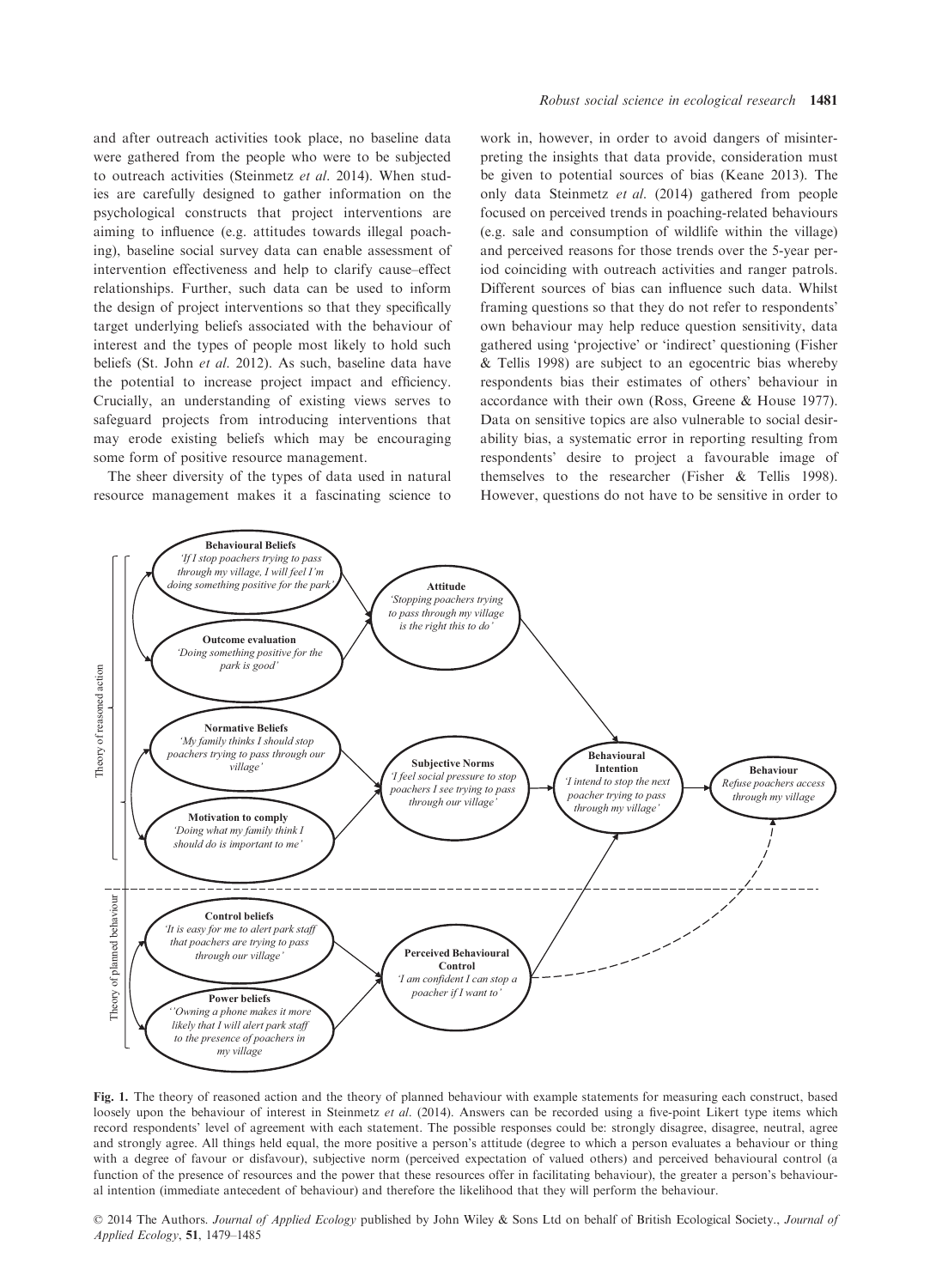and after outreach activities took place, no baseline data were gathered from the people who were to be subjected to outreach activities (Steinmetz *et al.* 2014). When studies are carefully designed to gather information on the psychological constructs that project interventions are aiming to influence (e.g. attitudes towards illegal poaching), baseline social survey data can enable assessment of intervention effectiveness and help to clarify cause–effect relationships. Further, such data can be used to inform the design of project interventions so that they specifically target underlying beliefs associated with the behaviour of interest and the types of people most likely to hold such beliefs (St. John *et al.* 2012). As such, baseline data have the potential to increase project impact and efficiency. Crucially, an understanding of existing views serves to safeguard projects from introducing interventions that may erode existing beliefs which may be encouraging some form of positive resource management.

The sheer diversity of the types of data used in natural resource management makes it a fascinating science to work in, however, in order to avoid dangers of misinterpreting the insights that data provide, consideration must be given to potential sources of bias (Keane 2013). The only data Steinmetz *et al.* (2014) gathered from people focused on perceived trends in poaching-related behaviours (e.g. sale and consumption of wildlife within the village) and perceived reasons for those trends over the 5-year period coinciding with outreach activities and ranger patrols. Different sources of bias can influence such data. Whilst framing questions so that they do not refer to respondents' own behaviour may help reduce question sensitivity, data gathered using 'projective' or 'indirect' questioning (Fisher & Tellis 1998) are subject to an egocentric bias whereby respondents bias their estimates of others' behaviour in accordance with their own (Ross, Greene & House 1977). Data on sensitive topics are also vulnerable to social desirability bias, a systematic error in reporting resulting from respondents' desire to project a favourable image of themselves to the researcher (Fisher & Tellis 1998). However, questions do not have to be sensitive in order to

Theory of reasoned action

Theory of planned behaviour

**Behavioural Beliefs**
*'If I stop poachers trying to pass through my village, I will feel I'm doing something positive for the park'*

**Outcome evaluation**
*'Doing something positive for the park is good'*

**Normative Beliefs**
*'My family thinks I should stop poachers trying to pass through our village'*

**Motivation to comply**
*'Doing what my family think I should do is important to me'*

**Control beliefs**
*'It is easy for me to alert park staff that poachers are trying to pass through our village'*

**Power beliefs**
*''Owning a phone makes it more likely that I will alert park staff to the presence of poachers in my village*

**Attitude**
*'Stopping poachers trying to pass through my village is the right this to do'*

**Subjective Norms**
*'I feel social pressure to stop poachers I see trying to pass through our village'*

**Perceived Behavioural Control**
*'I am confident I can stop a poacher if I want to'*

**Behavioural Intention**
*'I intend to stop the next poacher trying to pass through my village'*

**Behaviour**
*Refuse poachers access through my village*

**Fig. 1.** The theory of reasoned action and the theory of planned behaviour with example statements for measuring each construct, based loosely upon the behaviour of interest in Steinmetz *et al.* (2014). Answers can be recorded using a five-point Likert type items which record respondents' level of agreement with each statement. The possible responses could be: strongly disagree, disagree, neutral, agree and strongly agree. All things held equal, the more positive a person's attitude (degree to which a person evaluates a behaviour or thing with a degree of favour or disfavour), subjective norm (perceived expectation of valued others) and perceived behavioural control (a function of the presence of resources and the power that these resources offer in facilitating behaviour), the greater a person's behavioural intention (immediate antecedent of behaviour) and therefore the likelihood that they will perform the behaviour.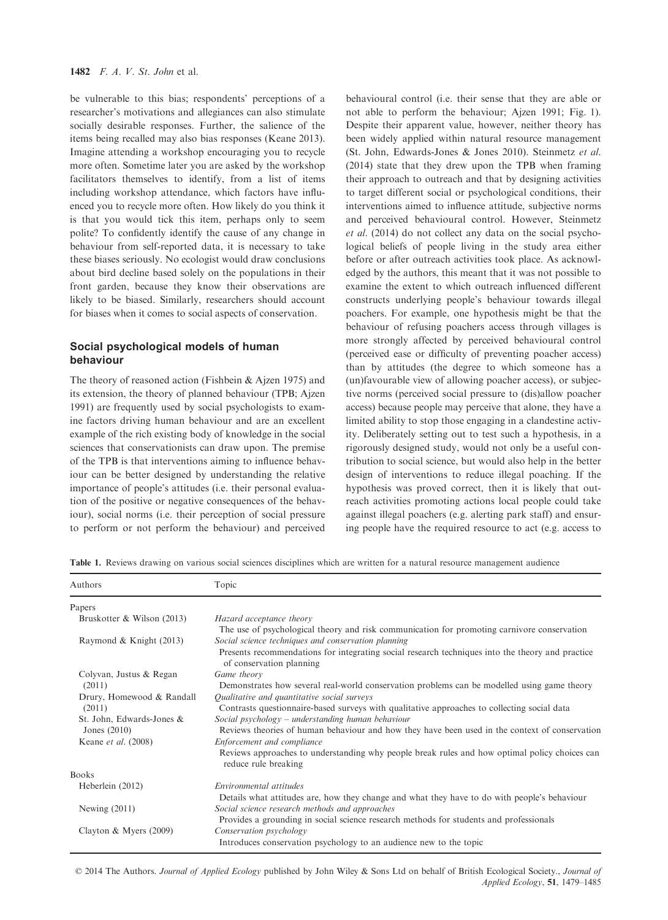be vulnerable to this bias; respondents' perceptions of a researcher's motivations and allegiances can also stimulate socially desirable responses. Further, the salience of the items being recalled may also bias responses (Keane 2013). Imagine attending a workshop encouraging you to recycle more often. Sometime later you are asked by the workshop facilitators themselves to identify, from a list of items including workshop attendance, which factors have influenced you to recycle more often. How likely do you think it is that you would tick this item, perhaps only to seem polite? To confidently identify the cause of any change in behaviour from self-reported data, it is necessary to take these biases seriously. No ecologist would draw conclusions about bird decline based solely on the populations in their front garden, because they know their observations are likely to be biased. Similarly, researchers should account for biases when it comes to social aspects of conservation.

## Social psychological models of human behaviour

The theory of reasoned action (Fishbein & Ajzen 1975) and its extension, the theory of planned behaviour (TPB; Ajzen 1991) are frequently used by social psychologists to examine factors driving human behaviour and are an excellent example of the rich existing body of knowledge in the social sciences that conservationists can draw upon. The premise of the TPB is that interventions aiming to influence behaviour can be better designed by understanding the relative importance of people's attitudes (i.e. their personal evaluation of the positive or negative consequences of the behaviour), social norms (i.e. their perception of social pressure to perform or not perform the behaviour) and perceived behavioural control (i.e. their sense that they are able or not able to perform the behaviour; Ajzen 1991; Fig. 1). Despite their apparent value, however, neither theory has been widely applied within natural resource management (St. John, Edwards-Jones & Jones 2010). Steinmetz *et al.* (2014) state that they drew upon the TPB when framing their approach to outreach and that by designing activities to target different social or psychological conditions, their interventions aimed to influence attitude, subjective norms and perceived behavioural control. However, Steinmetz *et al.* (2014) do not collect any data on the social psychological beliefs of people living in the study area either before or after outreach activities took place. As acknowledged by the authors, this meant that it was not possible to examine the extent to which outreach influenced different constructs underlying people's behaviour towards illegal poachers. For example, one hypothesis might be that the behaviour of refusing poachers access through villages is more strongly affected by perceived behavioural control (perceived ease or difficulty of preventing poacher access) than by attitudes (the degree to which someone has a (un)favourable view of allowing poacher access), or subjective norms (perceived social pressure to (dis)allow poacher access) because people may perceive that alone, they have a limited ability to stop those engaging in a clandestine activity. Deliberately setting out to test such a hypothesis, in a rigorously designed study, would not only be a useful contribution to social science, but would also help in the better design of interventions to reduce illegal poaching. If the hypothesis was proved correct, then it is likely that outreach activities promoting actions local people could take against illegal poachers (e.g. alerting park staff) and ensuring people have the required resource to act (e.g. access to

**Table 1.** Reviews drawing on various social sciences disciplines which are written for a natural resource management audience

| Authors | Topic |
|---|---|
| Papers | |
| Bruskotter & Wilson (2013) | *Hazard acceptance theory*<br>The use of psychological theory and risk communication for promoting carnivore conservation |
| Raymond & Knight (2013) | *Social science techniques and conservation planning*<br>Presents recommendations for integrating social research techniques into the theory and practice of conservation planning |
| Colyvan, Justus & Regan (2011) | *Game theory*<br>Demonstrates how several real-world conservation problems can be modelled using game theory |
| Drury, Homewood & Randall (2011) | *Qualitative and quantitative social surveys*<br>Contrasts questionnaire-based surveys with qualitative approaches to collecting social data |
| St. John, Edwards-Jones & Jones (2010) | *Social psychology – understanding human behaviour*<br>Reviews theories of human behaviour and how they have been used in the context of conservation |
| Keane *et al.* (2008) | *Enforcement and compliance*<br>Reviews approaches to understanding why people break rules and how optimal policy choices can reduce rule breaking |
| Books | |
| Heberlein (2012) | *Environmental attitudes*<br>Details what attitudes are, how they change and what they have to do with people's behaviour |
| Newing (2011) | *Social science research methods and approaches*<br>Provides a grounding in social science research methods for students and professionals |
| Clayton & Myers (2009) | *Conservation psychology*<br>Introduces conservation psychology to an audience new to the topic |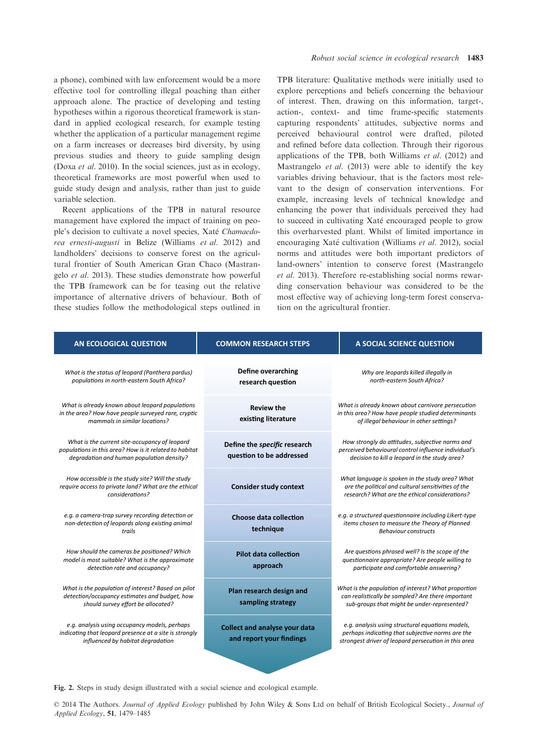a phone), combined with law enforcement would be a more effective tool for controlling illegal poaching than either approach alone. The practice of developing and testing hypotheses within a rigorous theoretical framework is standard in applied ecological research, for example testing whether the application of a particular management regime on a farm increases or decreases bird diversity, by using previous studies and theory to guide sampling design (Doxa *et al*. 2010). In the social sciences, just as in ecology, theoretical frameworks are most powerful when used to guide study design and analysis, rather than just to guide variable selection.

Recent applications of the TPB in natural resource management have explored the impact of training on people's decision to cultivate a novel species, Xaté *Chamaedorea ernesti-augusti* in Belize (Williams *et al*. 2012) and landholders' decisions to conserve forest on the agricultural frontier of South American Gran Chaco (Mastrangelo *et al*. 2013). These studies demonstrate how powerful the TPB framework can be for teasing out the relative importance of alternative drivers of behaviour. Both of these studies follow the methodological steps outlined in TPB literature: Qualitative methods were initially used to explore perceptions and beliefs concerning the behaviour of interest. Then, drawing on this information, target-, action-, context- and time frame-specific statements capturing respondents' attitudes, subjective norms and perceived behavioural control were drafted, piloted and refined before data collection. Through their rigorous applications of the TPB, both Williams *et al*. (2012) and Mastrangelo *et al*. (2013) were able to identify the key variables driving behaviour, that is the factors most relevant to the design of conservation interventions. For example, increasing levels of technical knowledge and enhancing the power that individuals perceived they had to succeed in cultivating Xaté encouraged people to grow this overharvested plant. Whilst of limited importance in encouraging Xaté cultivation (Williams *et al*. 2012), social norms and attitudes were both important predictors of land-owners' intention to conserve forest (Mastrangelo *et al*. 2013). Therefore re-establishing social norms rewarding conservation behaviour was considered to be the most effective way of achieving long-term forest conservation on the agricultural frontier.

| AN ECOLOGICAL QUESTION | COMMON RESEARCH STEPS | A SOCIAL SCIENCE QUESTION |
|---|---|---|
| *What is the status of leopard (Panthera pardus) populations in north-eastern South Africa?* | **Define overarching research question** | *Why are leopards killed illegally in north-eastern South Africa?* |
| *What is already known about leopard populations in the area? How have people surveyed rare, cryptic mammals in similar locations?* | **Review the existing literature** | *What is already known about carnivore persecution in this area? How have people studied determinants of illegal behaviour in other settings?* |
| *What is the current site-occupancy of leopard populations in this area? How is it related to habitat degradation and human population density?* | **Define the *specific* research question to be addressed** | *How strongly do attitudes, subjective norms and perceived behavioural control influence individual's decision to kill a leopard in the study area?* |
| *How accessible is the study site? Will the study require access to private land? What are the ethical considerations?* | **Consider study context** | *What language is spoken in the study area? What are the political and cultural sensitivities of the research? What are the ethical considerations?* |
| *e.g. a camera-trap survey recording detection or non-detection of leopards along existing animal trails* | **Choose data collection technique** | *e.g. a structured questionnaire including Likert-type items chosen to measure the Theory of Planned Behaviour constructs* |
| *How should the cameras be positioned? Which model is most suitable? What is the approximate detection rate and occupancy?* | **Pilot data collection approach** | *Are questions phrased well? Is the scope of the questionnaire appropriate? Are people willing to participate and comfortable answering?* |
| *What is the population of interest? Based on pilot detection/occupancy estimates and budget, how should survey effort be allocated?* | **Plan research design and sampling strategy** | *What is the population of interest? What proportion can realistically be sampled? Are there important sub-groups that might be under-represented?* |
| *e.g. analysis using occupancy models, perhaps indicating that leopard presence at a site is strongly influenced by habitat degradation* | **Collect and analyse your data and report your findings** | *e.g. analysis using structural equations models, perhaps indicating that subjective norms are the strongest driver of leopard persecution in this area* |

**Fig. 2.** Steps in study design illustrated with a social science and ecological example.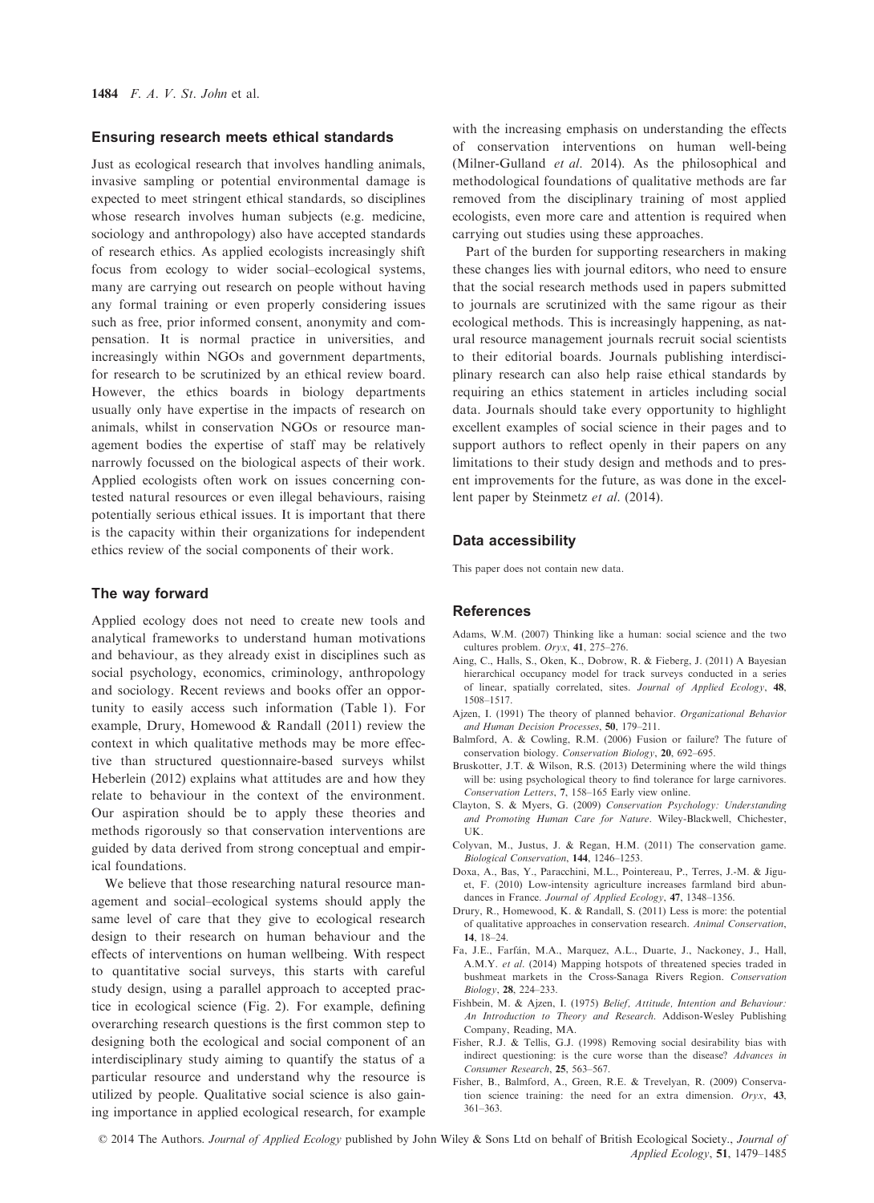## Ensuring research meets ethical standards

Just as ecological research that involves handling animals, invasive sampling or potential environmental damage is expected to meet stringent ethical standards, so disciplines whose research involves human subjects (e.g. medicine, sociology and anthropology) also have accepted standards of research ethics. As applied ecologists increasingly shift focus from ecology to wider social–ecological systems, many are carrying out research on people without having any formal training or even properly considering issues such as free, prior informed consent, anonymity and compensation. It is normal practice in universities, and increasingly within NGOs and government departments, for research to be scrutinized by an ethical review board. However, the ethics boards in biology departments usually only have expertise in the impacts of research on animals, whilst in conservation NGOs or resource management bodies the expertise of staff may be relatively narrowly focussed on the biological aspects of their work. Applied ecologists often work on issues concerning contested natural resources or even illegal behaviours, raising potentially serious ethical issues. It is important that there is the capacity within their organizations for independent ethics review of the social components of their work.

## The way forward

Applied ecology does not need to create new tools and analytical frameworks to understand human motivations and behaviour, as they already exist in disciplines such as social psychology, economics, criminology, anthropology and sociology. Recent reviews and books offer an opportunity to easily access such information (Table 1). For example, Drury, Homewood & Randall (2011) review the context in which qualitative methods may be more effective than structured questionnaire-based surveys whilst Heberlein (2012) explains what attitudes are and how they relate to behaviour in the context of the environment. Our aspiration should be to apply these theories and methods rigorously so that conservation interventions are guided by data derived from strong conceptual and empirical foundations.

We believe that those researching natural resource management and social–ecological systems should apply the same level of care that they give to ecological research design to their research on human behaviour and the effects of interventions on human wellbeing. With respect to quantitative social surveys, this starts with careful study design, using a parallel approach to accepted practice in ecological science (Fig. 2). For example, defining overarching research questions is the first common step to designing both the ecological and social component of an interdisciplinary study aiming to quantify the status of a particular resource and understand why the resource is utilized by people. Qualitative social science is also gaining importance in applied ecological research, for example with the increasing emphasis on understanding the effects of conservation interventions on human well-being (Milner-Gulland *et al.* 2014). As the philosophical and methodological foundations of qualitative methods are far removed from the disciplinary training of most applied ecologists, even more care and attention is required when carrying out studies using these approaches.

Part of the burden for supporting researchers in making these changes lies with journal editors, who need to ensure that the social research methods used in papers submitted to journals are scrutinized with the same rigour as their ecological methods. This is increasingly happening, as natural resource management journals recruit social scientists to their editorial boards. Journals publishing interdisciplinary research can also help raise ethical standards by requiring an ethics statement in articles including social data. Journals should take every opportunity to highlight excellent examples of social science in their pages and to support authors to reflect openly in their papers on any limitations to their study design and methods and to present improvements for the future, as was done in the excellent paper by Steinmetz *et al.* (2014).

## Data accessibility

This paper does not contain new data.

## References

Adams, W.M. (2007) Thinking like a human: social science and the two cultures problem. *Oryx*, **41**, 275–276.

Aing, C., Halls, S., Oken, K., Dobrow, R. & Fieberg, J. (2011) A Bayesian hierarchical occupancy model for track surveys conducted in a series of linear, spatially correlated, sites. *Journal of Applied Ecology*, **48**, 1508–1517.

Ajzen, I. (1991) The theory of planned behavior. *Organizational Behavior and Human Decision Processes*, **50**, 179–211.

Balmford, A. & Cowling, R.M. (2006) Fusion or failure? The future of conservation biology. *Conservation Biology*, **20**, 692–695.

Bruskotter, J.T. & Wilson, R.S. (2013) Determining where the wild things will be: using psychological theory to find tolerance for large carnivores. *Conservation Letters*, **7**, 158–165 Early view online.

Clayton, S. & Myers, G. (2009) *Conservation Psychology: Understanding and Promoting Human Care for Nature*. Wiley-Blackwell, Chichester, UK.

Colyvan, M., Justus, J. & Regan, H.M. (2011) The conservation game. *Biological Conservation*, **144**, 1246–1253.

Doxa, A., Bas, Y., Paracchini, M.L., Pointereau, P., Terres, J.-M. & Jiguet, F. (2010) Low-intensity agriculture increases farmland bird abundances in France. *Journal of Applied Ecology*, **47**, 1348–1356.

Drury, R., Homewood, K. & Randall, S. (2011) Less is more: the potential of qualitative approaches in conservation research. *Animal Conservation*, **14**, 18–24.

Fa, J.E., Farfán, M.A., Marquez, A.L., Duarte, J., Nackoney, J., Hall, A.M.Y. *et al.* (2014) Mapping hotspots of threatened species traded in bushmeat markets in the Cross-Sanaga Rivers Region. *Conservation Biology*, **28**, 224–233.

Fishbein, M. & Ajzen, I. (1975) *Belief, Attitude, Intention and Behaviour: An Introduction to Theory and Research*. Addison-Wesley Publishing Company, Reading, MA.

Fisher, R.J. & Tellis, G.J. (1998) Removing social desirability bias with indirect questioning: is the cure worse than the disease? *Advances in Consumer Research*, **25**, 563–567.

Fisher, B., Balmford, A., Green, R.E. & Trevelyan, R. (2009) Conservation science training: the need for an extra dimension. *Oryx*, **43**, 361–363.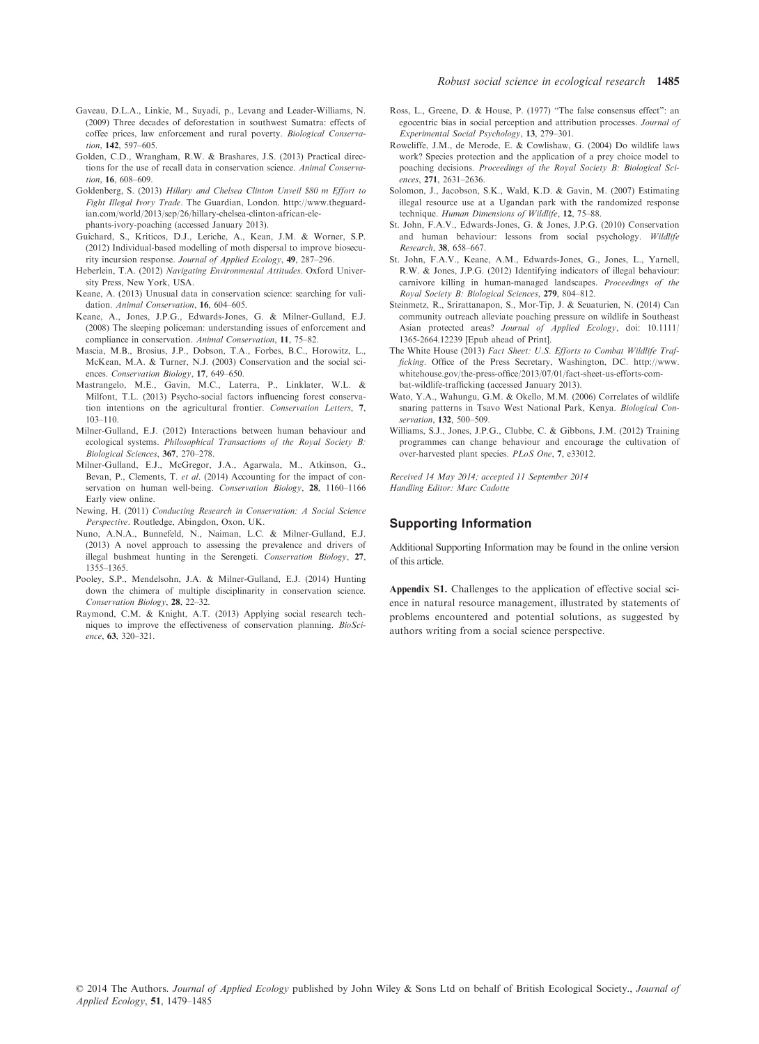Gaveau, D.L.A., Linkie, M., Suyadi, p., Levang and Leader-Williams, N. (2009) Three decades of deforestation in southwest Sumatra: effects of coffee prices, law enforcement and rural poverty. *Biological Conservation*, **142**, 597–605.

Golden, C.D., Wrangham, R.W. & Brashares, J.S. (2013) Practical directions for the use of recall data in conservation science. *Animal Conservation*, **16**, 608–609.

Goldenberg, S. (2013) *Hillary and Chelsea Clinton Unveil $80 m Effort to Fight Illegal Ivory Trade*. The Guardian, London. http://www.theguardian.com/world/2013/sep/26/hillary-chelsea-clinton-african-elephants-ivory-poaching (accessed January 2013).

Guichard, S., Kriticos, D.J., Leriche, A., Kean, J.M. & Worner, S.P. (2012) Individual-based modelling of moth dispersal to improve biosecurity incursion response. *Journal of Applied Ecology*, **49**, 287–296.

Heberlein, T.A. (2012) *Navigating Environmental Attitudes*. Oxford University Press, New York, USA.

Keane, A. (2013) Unusual data in conservation science: searching for validation. *Animal Conservation*, **16**, 604–605.

Keane, A., Jones, J.P.G., Edwards-Jones, G. & Milner-Gulland, E.J. (2008) The sleeping policeman: understanding issues of enforcement and compliance in conservation. *Animal Conservation*, **11**, 75–82.

Mascia, M.B., Brosius, J.P., Dobson, T.A., Forbes, B.C., Horowitz, L., McKean, M.A. & Turner, N.J. (2003) Conservation and the social sciences. *Conservation Biology*, **17**, 649–650.

Mastrangelo, M.E., Gavin, M.C., Laterra, P., Linklater, W.L. & Milfont, T.L. (2013) Psycho-social factors influencing forest conservation intentions on the agricultural frontier. *Conservation Letters*, **7**, 103–110.

Milner-Gulland, E.J. (2012) Interactions between human behaviour and ecological systems. *Philosophical Transactions of the Royal Society B: Biological Sciences*, **367**, 270–278.

Milner-Gulland, E.J., McGregor, J.A., Agarwala, M., Atkinson, G., Bevan, P., Clements, T. *et al*. (2014) Accounting for the impact of conservation on human well-being. *Conservation Biology*, **28**, 1160–1166 Early view online.

Newing, H. (2011) *Conducting Research in Conservation: A Social Science Perspective*. Routledge, Abingdon, Oxon, UK.

Nuno, A.N.A., Bunnefeld, N., Naiman, L.C. & Milner-Gulland, E.J. (2013) A novel approach to assessing the prevalence and drivers of illegal bushmeat hunting in the Serengeti. *Conservation Biology*, **27**, 1355–1365.

Pooley, S.P., Mendelsohn, J.A. & Milner-Gulland, E.J. (2014) Hunting down the chimera of multiple disciplinarity in conservation science. *Conservation Biology*, **28**, 22–32.

Raymond, C.M. & Knight, A.T. (2013) Applying social research techniques to improve the effectiveness of conservation planning. *BioScience*, **63**, 320–321.

Ross, L., Greene, D. & House, P. (1977) "The false consensus effect": an egocentric bias in social perception and attribution processes. *Journal of Experimental Social Psychology*, **13**, 279–301.

Rowcliffe, J.M., de Merode, E. & Cowlishaw, G. (2004) Do wildlife laws work? Species protection and the application of a prey choice model to poaching decisions. *Proceedings of the Royal Society B: Biological Sciences*, **271**, 2631–2636.

Solomon, J., Jacobson, S.K., Wald, K.D. & Gavin, M. (2007) Estimating illegal resource use at a Ugandan park with the randomized response technique. *Human Dimensions of Wildlife*, **12**, 75–88.

St. John, F.A.V., Edwards-Jones, G. & Jones, J.P.G. (2010) Conservation and human behaviour: lessons from social psychology. *Wildlife Research*, **38**, 658–667.

St. John, F.A.V., Keane, A.M., Edwards-Jones, G., Jones, L., Yarnell, R.W. & Jones, J.P.G. (2012) Identifying indicators of illegal behaviour: carnivore killing in human-managed landscapes. *Proceedings of the Royal Society B: Biological Sciences*, **279**, 804–812.

Steinmetz, R., Srirattanapon, S., Mor-Tip, J. & Seuaturien, N. (2014) Can community outreach alleviate poaching pressure on wildlife in Southeast Asian protected areas? *Journal of Applied Ecology*, doi: 10.1111/1365-2664.12239 [Epub ahead of Print].

The White House (2013) *Fact Sheet: U.S. Efforts to Combat Wildlife Trafficking*. Office of the Press Secretary, Washington, DC. http://www.whitehouse.gov/the-press-office/2013/07/01/fact-sheet-us-efforts-combat-wildlife-trafficking (accessed January 2013).

Wato, Y.A., Wahungu, G.M. & Okello, M.M. (2006) Correlates of wildlife snaring patterns in Tsavo West National Park, Kenya. *Biological Conservation*, **132**, 500–509.

Williams, S.J., Jones, J.P.G., Clubbe, C. & Gibbons, J.M. (2012) Training programmes can change behaviour and encourage the cultivation of over-harvested plant species. *PLoS One*, **7**, e33012.

*Received 14 May 2014; accepted 11 September 2014*
*Handling Editor: Marc Cadotte*

## Supporting Information

Additional Supporting Information may be found in the online version of this article.

**Appendix S1.** Challenges to the application of effective social science in natural resource management, illustrated by statements of problems encountered and potential solutions, as suggested by authors writing from a social science perspective.